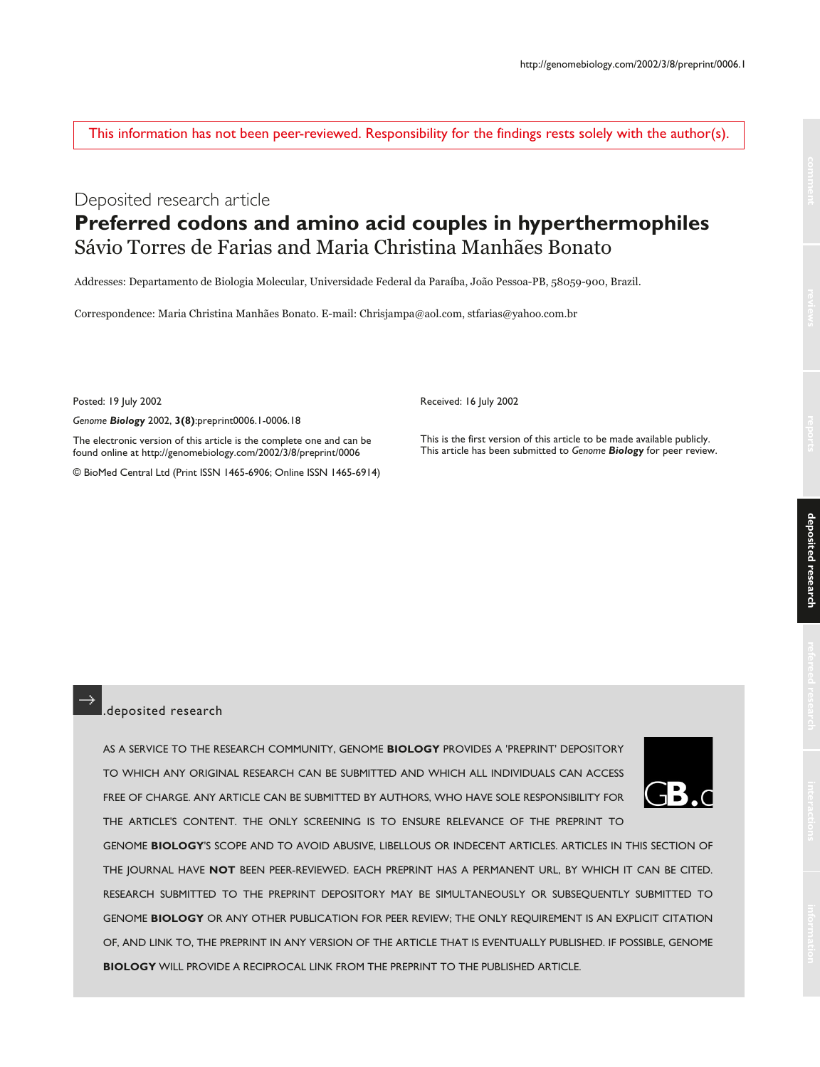This information has not been peer-reviewed. Responsibility for the findings rests solely with the author(s).

Deposited research article

# Preferred codons and amino acid couples in hyperthermophiles

Sávio Torres de Farias and Maria Christina Manhães Bonato

Addresses: Departamento de Biologia Molecular, Universidade Federal da Paraíba, João Pessoa-PB, 58059-900, Brazil.

Correspondence: Maria Christina Manhães Bonato. E-mail: Chrisjampa@aol.com, stfarias@yahoo.com.br

Posted: 19 July 2002

*Genome **Biology*** 2002, **3(8)**:preprint0006.1-0006.18

The electronic version of this article is the complete one and can be found online at http://genomebiology.com/2002/3/8/preprint/0006

© BioMed Central Ltd (Print ISSN 1465-6906; Online ISSN 1465-6914)

Received: 16 July 2002

This is the first version of this article to be made available publicly. This article has been submitted to *Genome **Biology*** for peer review.

.deposited research

AS A SERVICE TO THE RESEARCH COMMUNITY, GENOME **BIOLOGY** PROVIDES A 'PREPRINT' DEPOSITORY TO WHICH ANY ORIGINAL RESEARCH CAN BE SUBMITTED AND WHICH ALL INDIVIDUALS CAN ACCESS FREE OF CHARGE. ANY ARTICLE CAN BE SUBMITTED BY AUTHORS, WHO HAVE SOLE RESPONSIBILITY FOR THE ARTICLE'S CONTENT. THE ONLY SCREENING IS TO ENSURE RELEVANCE OF THE PREPRINT TO GENOME **BIOLOGY**'S SCOPE AND TO AVOID ABUSIVE, LIBELLOUS OR INDECENT ARTICLES. ARTICLES IN THIS SECTION OF THE JOURNAL HAVE **NOT** BEEN PEER-REVIEWED. EACH PREPRINT HAS A PERMANENT URL, BY WHICH IT CAN BE CITED. RESEARCH SUBMITTED TO THE PREPRINT DEPOSITORY MAY BE SIMULTANEOUSLY OR SUBSEQUENTLY SUBMITTED TO GENOME **BIOLOGY** OR ANY OTHER PUBLICATION FOR PEER REVIEW; THE ONLY REQUIREMENT IS AN EXPLICIT CITATION OF, AND LINK TO, THE PREPRINT IN ANY VERSION OF THE ARTICLE THAT IS EVENTUALLY PUBLISHED. IF POSSIBLE, GENOME **BIOLOGY** WILL PROVIDE A RECIPROCAL LINK FROM THE PREPRINT TO THE PUBLISHED ARTICLE.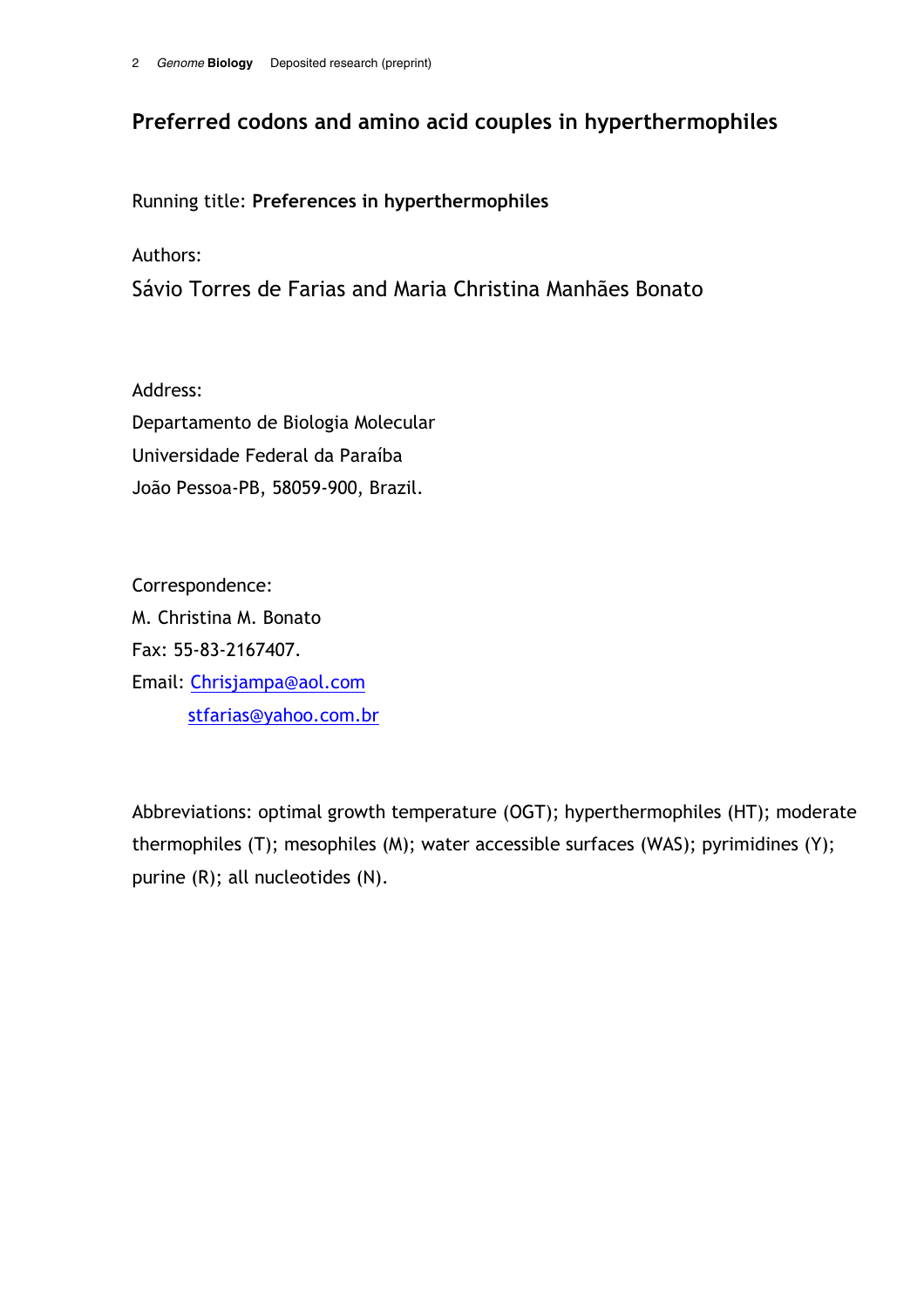# Preferred codons and amino acid couples in hyperthermophiles

Running title: **Preferences in hyperthermophiles**

Authors:

Sávio Torres de Farias and Maria Christina Manhães Bonato

Address:

Departamento de Biologia Molecular

Universidade Federal da Paraíba

João Pessoa-PB, 58059-900, Brazil.

Correspondence:

M. Christina M. Bonato

Fax: 55-83-2167407.

Email: Chrisjampa@aol.com

stfarias@yahoo.com.br

Abbreviations: optimal growth temperature (OGT); hyperthermophiles (HT); moderate thermophiles (T); mesophiles (M); water accessible surfaces (WAS); pyrimidines (Y); purine (R); all nucleotides (N).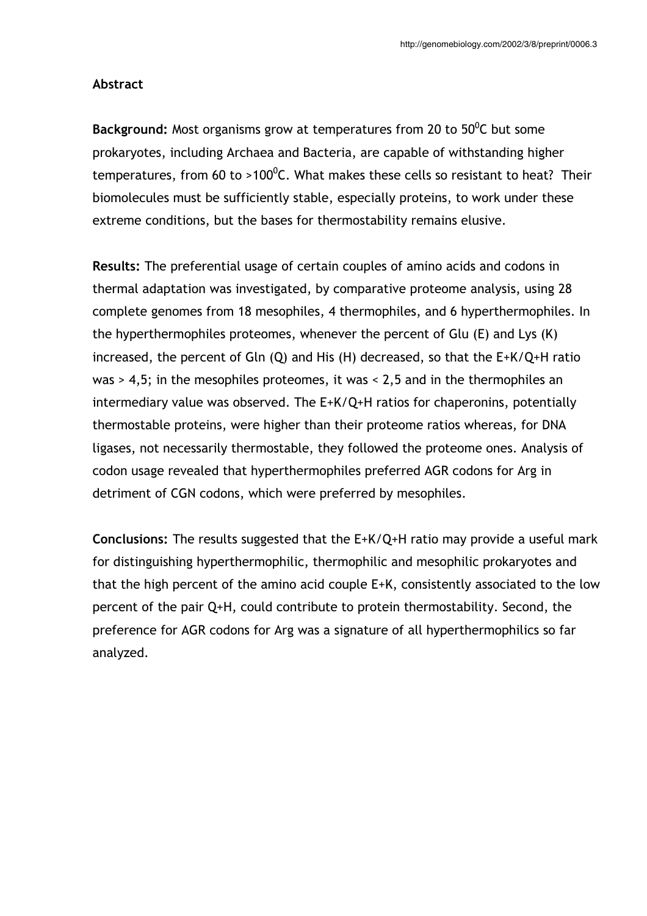**Abstract**

**Background:** Most organisms grow at temperatures from 20 to 50$^0$C but some prokaryotes, including Archaea and Bacteria, are capable of withstanding higher temperatures, from 60 to >100$^0$C. What makes these cells so resistant to heat? Their biomolecules must be sufficiently stable, especially proteins, to work under these extreme conditions, but the bases for thermostability remains elusive.

**Results:** The preferential usage of certain couples of amino acids and codons in thermal adaptation was investigated, by comparative proteome analysis, using 28 complete genomes from 18 mesophiles, 4 thermophiles, and 6 hyperthermophiles. In the hyperthermophiles proteomes, whenever the percent of Glu (E) and Lys (K) increased, the percent of Gln (Q) and His (H) decreased, so that the E+K/Q+H ratio was > 4,5; in the mesophiles proteomes, it was < 2,5 and in the thermophiles an intermediary value was observed. The E+K/Q+H ratios for chaperonins, potentially thermostable proteins, were higher than their proteome ratios whereas, for DNA ligases, not necessarily thermostable, they followed the proteome ones. Analysis of codon usage revealed that hyperthermophiles preferred AGR codons for Arg in detriment of CGN codons, which were preferred by mesophiles.

**Conclusions:** The results suggested that the E+K/Q+H ratio may provide a useful mark for distinguishing hyperthermophilic, thermophilic and mesophilic prokaryotes and that the high percent of the amino acid couple E+K, consistently associated to the low percent of the pair Q+H, could contribute to protein thermostability. Second, the preference for AGR codons for Arg was a signature of all hyperthermophilics so far analyzed.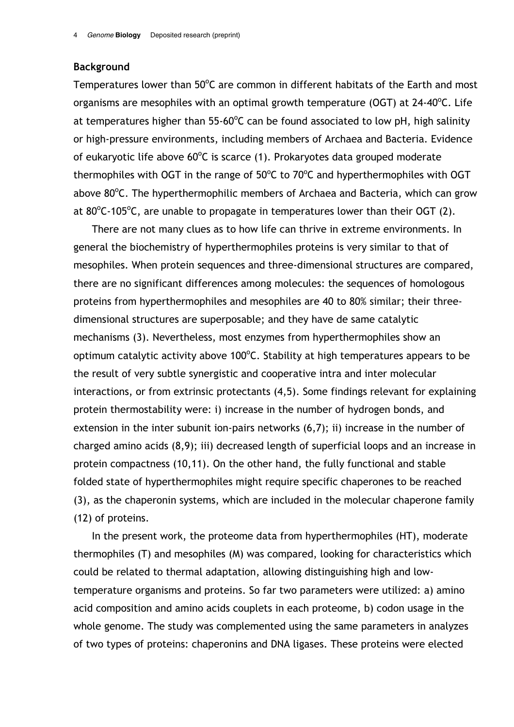## Background

Temperatures lower than 50°C are common in different habitats of the Earth and most organisms are mesophiles with an optimal growth temperature (OGT) at 24-40°C. Life at temperatures higher than 55-60°C can be found associated to low pH, high salinity or high-pressure environments, including members of Archaea and Bacteria. Evidence of eukaryotic life above 60°C is scarce (1). Prokaryotes data grouped moderate thermophiles with OGT in the range of 50°C to 70°C and hyperthermophiles with OGT above 80°C. The hyperthermophilic members of Archaea and Bacteria, which can grow at 80°C-105°C, are unable to propagate in temperatures lower than their OGT (2).

There are not many clues as to how life can thrive in extreme environments. In general the biochemistry of hyperthermophiles proteins is very similar to that of mesophiles. When protein sequences and three-dimensional structures are compared, there are no significant differences among molecules: the sequences of homologous proteins from hyperthermophiles and mesophiles are 40 to 80% similar; their three-dimensional structures are superposable; and they have de same catalytic mechanisms (3). Nevertheless, most enzymes from hyperthermophiles show an optimum catalytic activity above 100°C. Stability at high temperatures appears to be the result of very subtle synergistic and cooperative intra and inter molecular interactions, or from extrinsic protectants (4,5). Some findings relevant for explaining protein thermostability were: i) increase in the number of hydrogen bonds, and extension in the inter subunit ion-pairs networks (6,7); ii) increase in the number of charged amino acids (8,9); iii) decreased length of superficial loops and an increase in protein compactness (10,11). On the other hand, the fully functional and stable folded state of hyperthermophiles might require specific chaperones to be reached (3), as the chaperonin systems, which are included in the molecular chaperone family (12) of proteins.

In the present work, the proteome data from hyperthermophiles (HT), moderate thermophiles (T) and mesophiles (M) was compared, looking for characteristics which could be related to thermal adaptation, allowing distinguishing high and low-temperature organisms and proteins. So far two parameters were utilized: a) amino acid composition and amino acids couplets in each proteome, b) codon usage in the whole genome. The study was complemented using the same parameters in analyzes of two types of proteins: chaperonins and DNA ligases. These proteins were elected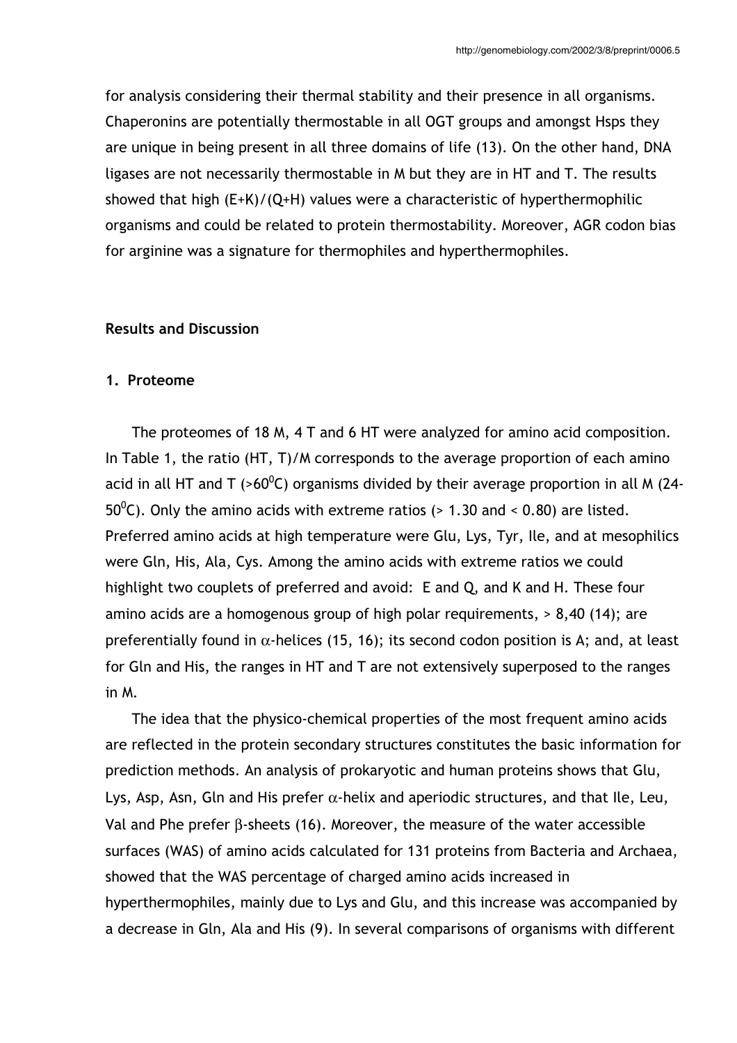for analysis considering their thermal stability and their presence in all organisms. Chaperonins are potentially thermostable in all OGT groups and amongst Hsps they are unique in being present in all three domains of life (13). On the other hand, DNA ligases are not necessarily thermostable in M but they are in HT and T. The results showed that high (E+K)/(Q+H) values were a characteristic of hyperthermophilic organisms and could be related to protein thermostability. Moreover, AGR codon bias for arginine was a signature for thermophiles and hyperthermophiles.

## Results and Discussion

### 1. Proteome

The proteomes of 18 M, 4 T and 6 HT were analyzed for amino acid composition. In Table 1, the ratio (HT, T)/M corresponds to the average proportion of each amino acid in all HT and T (>60$^0$C) organisms divided by their average proportion in all M (24-50$^0$C). Only the amino acids with extreme ratios (> 1.30 and < 0.80) are listed. Preferred amino acids at high temperature were Glu, Lys, Tyr, Ile, and at mesophilics were Gln, His, Ala, Cys. Among the amino acids with extreme ratios we could highlight two couplets of preferred and avoid: E and Q, and K and H. These four amino acids are a homogenous group of high polar requirements, > 8,40 (14); are preferentially found in $\alpha$-helices (15, 16); its second codon position is A; and, at least for Gln and His, the ranges in HT and T are not extensively superposed to the ranges in M.

The idea that the physico-chemical properties of the most frequent amino acids are reflected in the protein secondary structures constitutes the basic information for prediction methods. An analysis of prokaryotic and human proteins shows that Glu, Lys, Asp, Asn, Gln and His prefer $\alpha$-helix and aperiodic structures, and that Ile, Leu, Val and Phe prefer $\beta$-sheets (16). Moreover, the measure of the water accessible surfaces (WAS) of amino acids calculated for 131 proteins from Bacteria and Archaea, showed that the WAS percentage of charged amino acids increased in hyperthermophiles, mainly due to Lys and Glu, and this increase was accompanied by a decrease in Gln, Ala and His (9). In several comparisons of organisms with different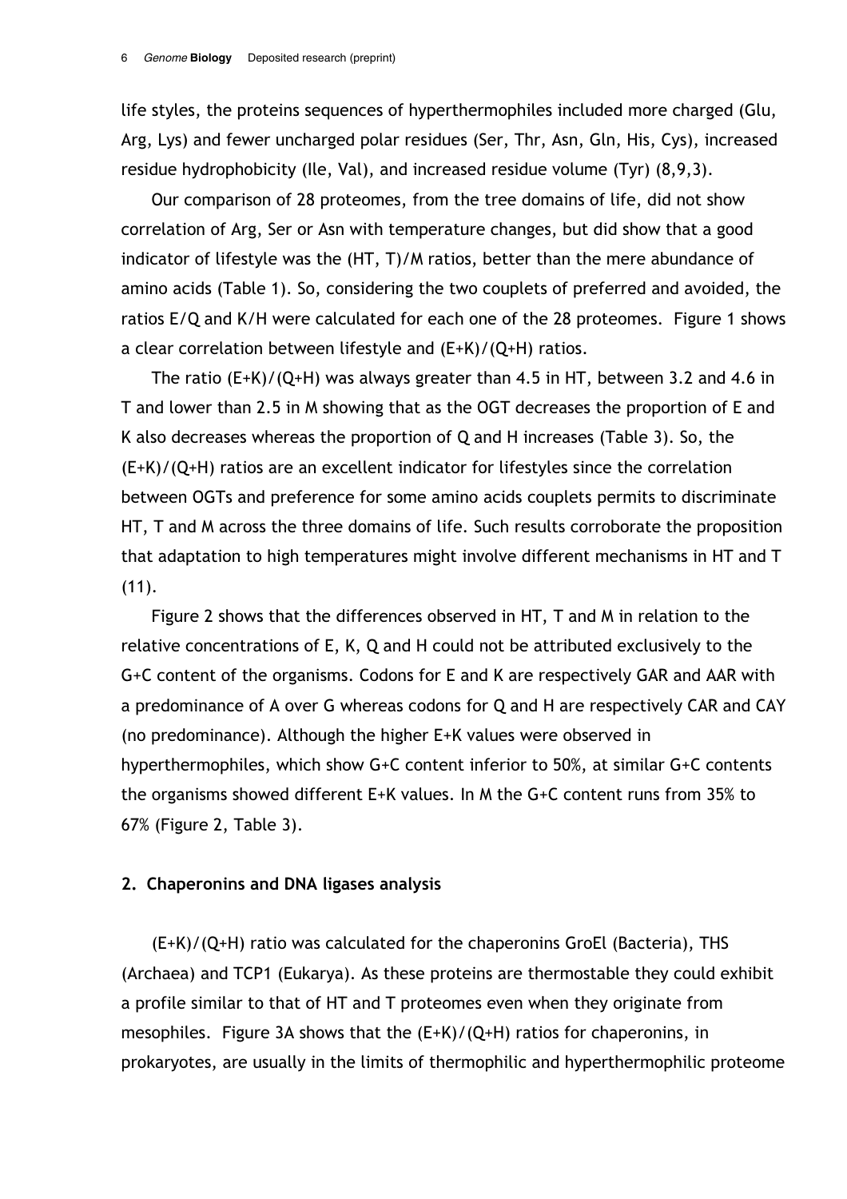life styles, the proteins sequences of hyperthermophiles included more charged (Glu, Arg, Lys) and fewer uncharged polar residues (Ser, Thr, Asn, Gln, His, Cys), increased residue hydrophobicity (Ile, Val), and increased residue volume (Tyr) (8,9,3).

Our comparison of 28 proteomes, from the tree domains of life, did not show correlation of Arg, Ser or Asn with temperature changes, but did show that a good indicator of lifestyle was the (HT, T)/M ratios, better than the mere abundance of amino acids (Table 1). So, considering the two couplets of preferred and avoided, the ratios E/Q and K/H were calculated for each one of the 28 proteomes. Figure 1 shows a clear correlation between lifestyle and (E+K)/(Q+H) ratios.

The ratio (E+K)/(Q+H) was always greater than 4.5 in HT, between 3.2 and 4.6 in T and lower than 2.5 in M showing that as the OGT decreases the proportion of E and K also decreases whereas the proportion of Q and H increases (Table 3). So, the (E+K)/(Q+H) ratios are an excellent indicator for lifestyles since the correlation between OGTs and preference for some amino acids couplets permits to discriminate HT, T and M across the three domains of life. Such results corroborate the proposition that adaptation to high temperatures might involve different mechanisms in HT and T (11).

Figure 2 shows that the differences observed in HT, T and M in relation to the relative concentrations of E, K, Q and H could not be attributed exclusively to the G+C content of the organisms. Codons for E and K are respectively GAR and AAR with a predominance of A over G whereas codons for Q and H are respectively CAR and CAY (no predominance). Although the higher E+K values were observed in hyperthermophiles, which show G+C content inferior to 50%, at similar G+C contents the organisms showed different E+K values. In M the G+C content runs from 35% to 67% (Figure 2, Table 3).

## 2. Chaperonins and DNA ligases analysis

(E+K)/(Q+H) ratio was calculated for the chaperonins GroEl (Bacteria), THS (Archaea) and TCP1 (Eukarya). As these proteins are thermostable they could exhibit a profile similar to that of HT and T proteomes even when they originate from mesophiles. Figure 3A shows that the (E+K)/(Q+H) ratios for chaperonins, in prokaryotes, are usually in the limits of thermophilic and hyperthermophilic proteome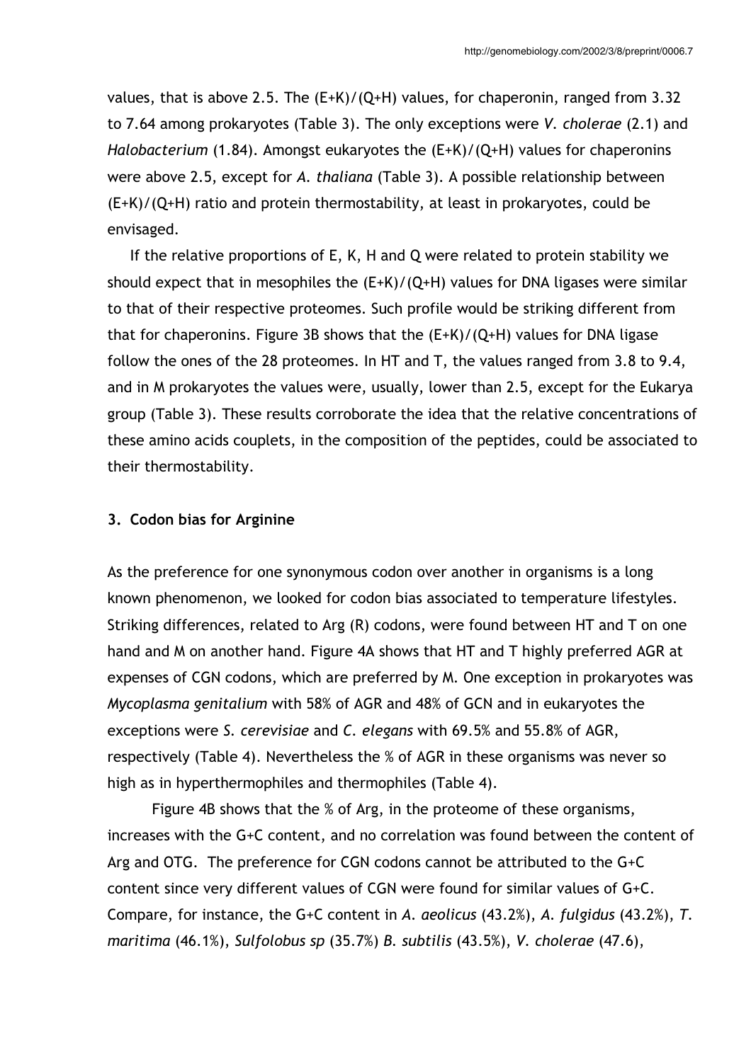values, that is above 2.5. The (E+K)/(Q+H) values, for chaperonin, ranged from 3.32 to 7.64 among prokaryotes (Table 3). The only exceptions were *V. cholerae* (2.1) and *Halobacterium* (1.84). Amongst eukaryotes the (E+K)/(Q+H) values for chaperonins were above 2.5, except for *A. thaliana* (Table 3). A possible relationship between (E+K)/(Q+H) ratio and protein thermostability, at least in prokaryotes, could be envisaged.

If the relative proportions of E, K, H and Q were related to protein stability we should expect that in mesophiles the (E+K)/(Q+H) values for DNA ligases were similar to that of their respective proteomes. Such profile would be striking different from that for chaperonins. Figure 3B shows that the (E+K)/(Q+H) values for DNA ligase follow the ones of the 28 proteomes. In HT and T, the values ranged from 3.8 to 9.4, and in M prokaryotes the values were, usually, lower than 2.5, except for the Eukarya group (Table 3). These results corroborate the idea that the relative concentrations of these amino acids couplets, in the composition of the peptides, could be associated to their thermostability.

### 3. Codon bias for Arginine

As the preference for one synonymous codon over another in organisms is a long known phenomenon, we looked for codon bias associated to temperature lifestyles. Striking differences, related to Arg (R) codons, were found between HT and T on one hand and M on another hand. Figure 4A shows that HT and T highly preferred AGR at expenses of CGN codons, which are preferred by M. One exception in prokaryotes was *Mycoplasma genitalium* with 58% of AGR and 48% of GCN and in eukaryotes the exceptions were *S. cerevisiae* and *C. elegans* with 69.5% and 55.8% of AGR, respectively (Table 4). Nevertheless the % of AGR in these organisms was never so high as in hyperthermophiles and thermophiles (Table 4).

Figure 4B shows that the % of Arg, in the proteome of these organisms, increases with the G+C content, and no correlation was found between the content of Arg and OTG. The preference for CGN codons cannot be attributed to the G+C content since very different values of CGN were found for similar values of G+C. Compare, for instance, the G+C content in *A. aeolicus* (43.2%), *A. fulgidus* (43.2%), *T. maritima* (46.1%), *Sulfolobus sp* (35.7%) *B. subtilis* (43.5%), *V. cholerae* (47.6),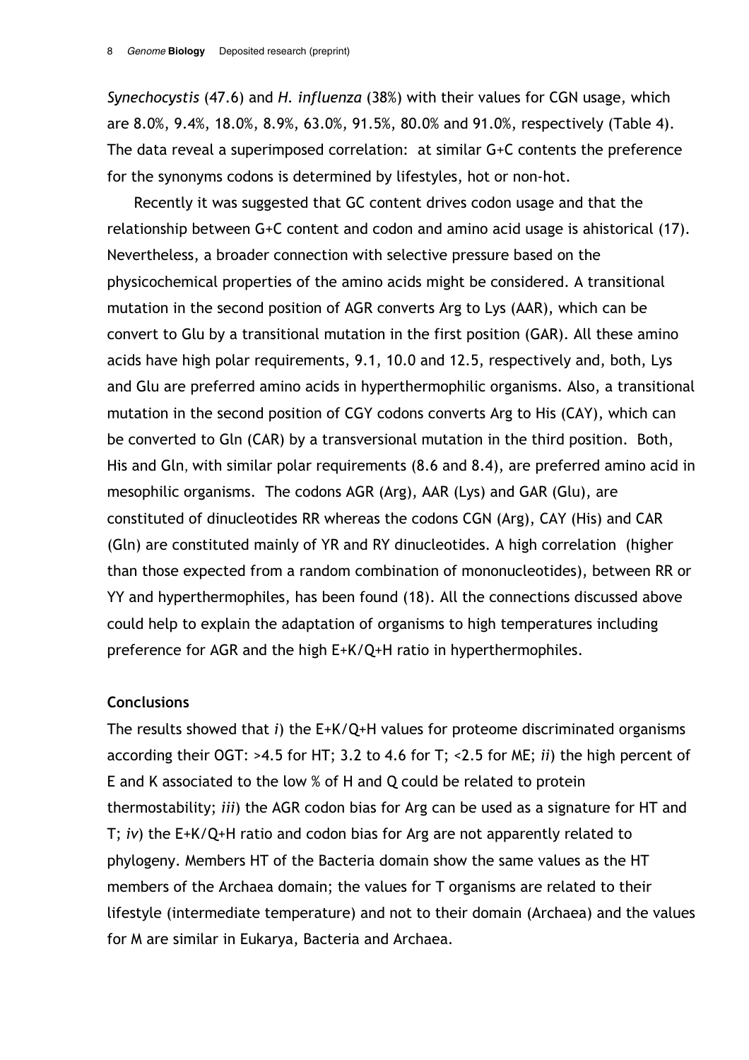*Synechocystis* (47.6) and *H. influenza* (38%) with their values for CGN usage, which are 8.0%, 9.4%, 18.0%, 8.9%, 63.0%, 91.5%, 80.0% and 91.0%, respectively (Table 4). The data reveal a superimposed correlation: at similar G+C contents the preference for the synonyms codons is determined by lifestyles, hot or non-hot.

Recently it was suggested that GC content drives codon usage and that the relationship between G+C content and codon and amino acid usage is ahistorical (17). Nevertheless, a broader connection with selective pressure based on the physicochemical properties of the amino acids might be considered. A transitional mutation in the second position of AGR converts Arg to Lys (AAR), which can be convert to Glu by a transitional mutation in the first position (GAR). All these amino acids have high polar requirements, 9.1, 10.0 and 12.5, respectively and, both, Lys and Glu are preferred amino acids in hyperthermophilic organisms. Also, a transitional mutation in the second position of CGY codons converts Arg to His (CAY), which can be converted to Gln (CAR) by a transversional mutation in the third position. Both, His and Gln, with similar polar requirements (8.6 and 8.4), are preferred amino acid in mesophilic organisms. The codons AGR (Arg), AAR (Lys) and GAR (Glu), are constituted of dinucleotides RR whereas the codons CGN (Arg), CAY (His) and CAR (Gln) are constituted mainly of YR and RY dinucleotides. A high correlation (higher than those expected from a random combination of mononucleotides), between RR or YY and hyperthermophiles, has been found (18). All the connections discussed above could help to explain the adaptation of organisms to high temperatures including preference for AGR and the high E+K/Q+H ratio in hyperthermophiles.

## Conclusions

The results showed that *i*) the E+K/Q+H values for proteome discriminated organisms according their OGT: >4.5 for HT; 3.2 to 4.6 for T; <2.5 for ME; *ii*) the high percent of E and K associated to the low % of H and Q could be related to protein thermostability; *iii*) the AGR codon bias for Arg can be used as a signature for HT and T; *iv*) the E+K/Q+H ratio and codon bias for Arg are not apparently related to phylogeny. Members HT of the Bacteria domain show the same values as the HT members of the Archaea domain; the values for T organisms are related to their lifestyle (intermediate temperature) and not to their domain (Archaea) and the values for M are similar in Eukarya, Bacteria and Archaea.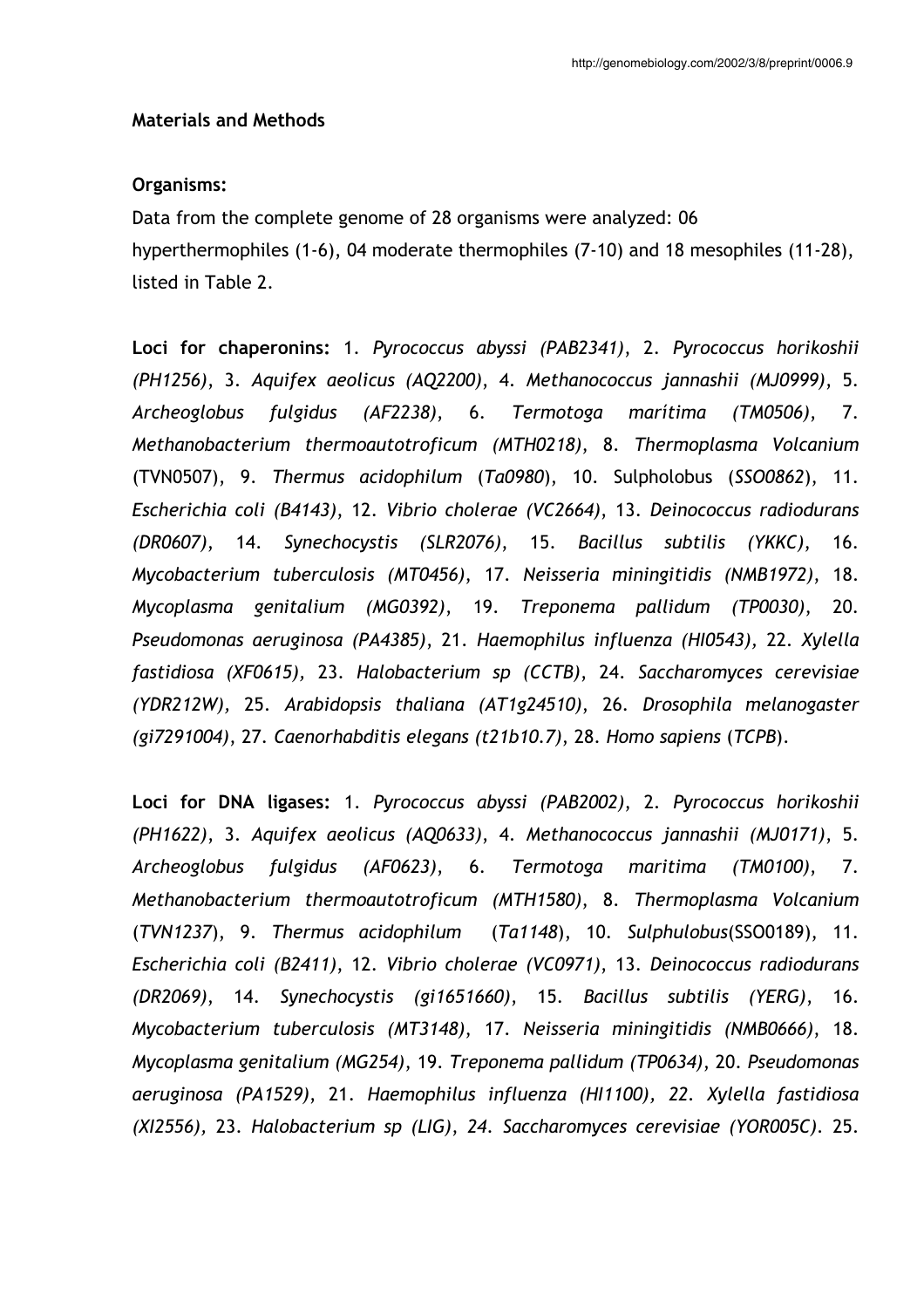### Materials and Methods

**Organisms:**

Data from the complete genome of 28 organisms were analyzed: 06 hyperthermophiles (1-6), 04 moderate thermophiles (7-10) and 18 mesophiles (11-28), listed in Table 2.

**Loci for chaperonins:** 1. *Pyrococcus abyssi (PAB2341)*, 2. *Pyrococcus horikoshii (PH1256)*, 3. *Aquifex aeolicus (AQ2200)*, 4. *Methanococcus jannashii (MJ0999)*, 5. *Archeoglobus fulgidus (AF2238)*, 6. *Termotoga maritima (TM0506)*, 7. *Methanobacterium thermoautotroficum (MTH0218)*, 8. *Thermoplasma Volcanium* (TVN0507), 9. *Thermus acidophilum* (*Ta0980*), 10. Sulpholobus (*SSO0862*), 11. *Escherichia coli (B4143)*, 12. *Vibrio cholerae (VC2664)*, 13. *Deinococcus radiodurans (DR0607)*, 14. *Synechocystis (SLR2076)*, 15. *Bacillus subtilis (YKKC)*, 16. *Mycobacterium tuberculosis (MT0456)*, 17. *Neisseria miningitidis (NMB1972)*, 18. *Mycoplasma genitalium (MG0392)*, 19. *Treponema pallidum (TP0030)*, 20. *Pseudomonas aeruginosa (PA4385)*, 21. *Haemophilus influenza (HI0543)*, 22. *Xylella fastidiosa (XF0615)*, 23. *Halobacterium sp (CCTB)*, 24. *Saccharomyces cerevisiae (YDR212W)*, 25. *Arabidopsis thaliana (AT1g24510)*, 26. *Drosophila melanogaster (gi7291004)*, 27. *Caenorhabditis elegans (t21b10.7)*, 28. *Homo sapiens* (*TCPB*).

**Loci for DNA ligases:** 1. *Pyrococcus abyssi (PAB2002)*, 2. *Pyrococcus horikoshii (PH1622)*, 3. *Aquifex aeolicus (AQ0633)*, 4. *Methanococcus jannashii (MJ0171)*, 5. *Archeoglobus fulgidus (AF0623)*, 6. *Termotoga maritima (TM0100)*, 7. *Methanobacterium thermoautotroficum (MTH1580)*, 8. *Thermoplasma Volcanium* (*TVN1237*), 9. *Thermus acidophilum* (*Ta1148*), 10. *Sulphulobus*(SSO0189), 11. *Escherichia coli (B2411)*, 12. *Vibrio cholerae (VC0971)*, 13. *Deinococcus radiodurans (DR2069)*, 14. *Synechocystis (gi1651660)*, 15. *Bacillus subtilis (YERG)*, 16. *Mycobacterium tuberculosis (MT3148)*, 17. *Neisseria miningitidis (NMB0666)*, 18. *Mycoplasma genitalium (MG254)*, 19. *Treponema pallidum (TP0634)*, 20. *Pseudomonas aeruginosa (PA1529)*, 21. *Haemophilus influenza (HI1100), 22. Xylella fastidiosa (XI2556),* 23. *Halobacterium sp (LIG)*, *24. Saccharomyces cerevisiae (YOR005C)*. 25.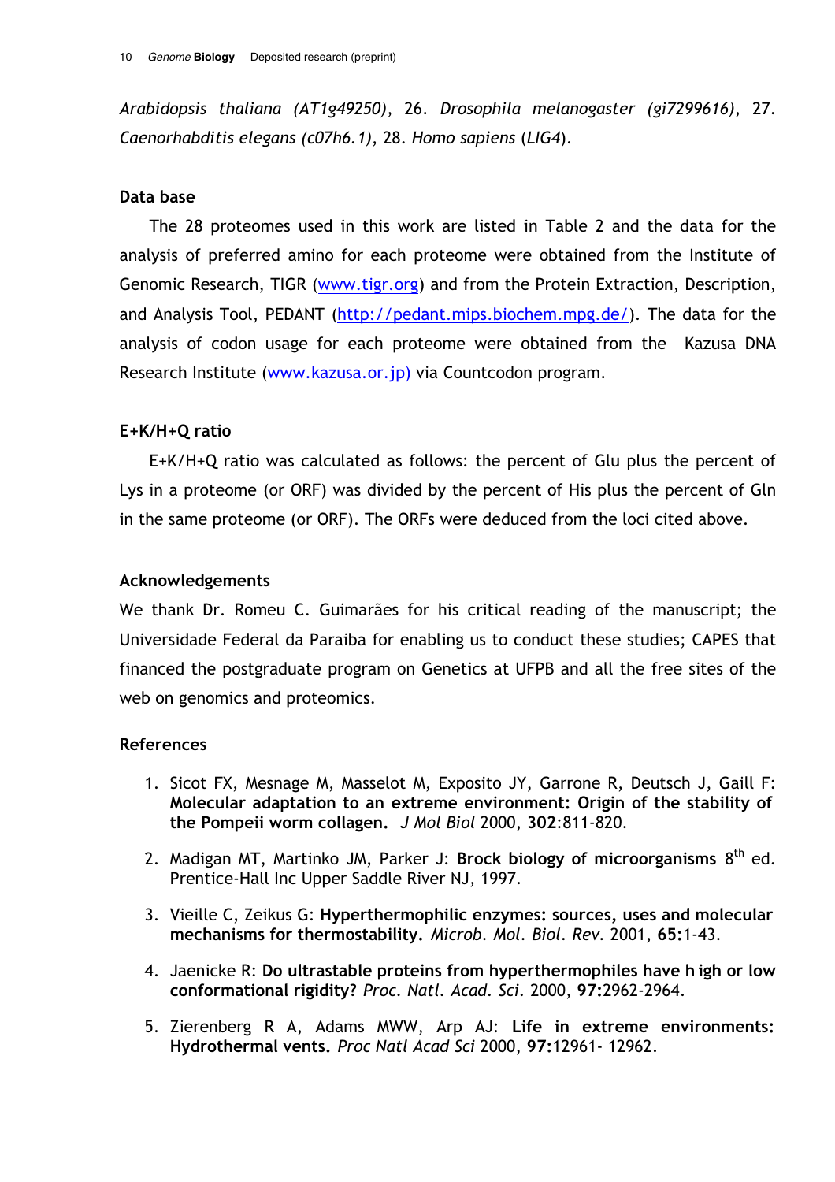*Arabidopsis thaliana (AT1g49250)*, 26. *Drosophila melanogaster (gi7299616)*, 27. *Caenorhabditis elegans (c07h6.1)*, 28. *Homo sapiens* (*LIG4*).

### Data base

The 28 proteomes used in this work are listed in Table 2 and the data for the analysis of preferred amino for each proteome were obtained from the Institute of Genomic Research, TIGR (www.tigr.org) and from the Protein Extraction, Description, and Analysis Tool, PEDANT (http://pedant.mips.biochem.mpg.de/). The data for the analysis of codon usage for each proteome were obtained from the Kazusa DNA Research Institute (www.kazusa.or.jp) via Countcodon program.

### E+K/H+Q ratio

E+K/H+Q ratio was calculated as follows: the percent of Glu plus the percent of Lys in a proteome (or ORF) was divided by the percent of His plus the percent of Gln in the same proteome (or ORF). The ORFs were deduced from the loci cited above.

### Acknowledgements

We thank Dr. Romeu C. Guimarães for his critical reading of the manuscript; the Universidade Federal da Paraiba for enabling us to conduct these studies; CAPES that financed the postgraduate program on Genetics at UFPB and all the free sites of the web on genomics and proteomics.

### References

1. Sicot FX, Mesnage M, Masselot M, Exposito JY, Garrone R, Deutsch J, Gaill F: **Molecular adaptation to an extreme environment: Origin of the stability of the Pompeii worm collagen.** *J Mol Biol* 2000, **302**:811-820.
2. Madigan MT, Martinko JM, Parker J: **Brock biology of microorganisms** 8th ed. Prentice-Hall Inc Upper Saddle River NJ, 1997.
3. Vieille C, Zeikus G: **Hyperthermophilic enzymes: sources, uses and molecular mechanisms for thermostability.** *Microb. Mol. Biol. Rev.* 2001, **65:**1-43.
4. Jaenicke R: **Do ultrastable proteins from hyperthermophiles have h igh or low conformational rigidity?** *Proc. Natl. Acad. Sci.* 2000, **97:**2962-2964.
5. Zierenberg R A, Adams MWW, Arp AJ: **Life in extreme environments: Hydrothermal vents.** *Proc Natl Acad Sci* 2000, **97:**12961- 12962.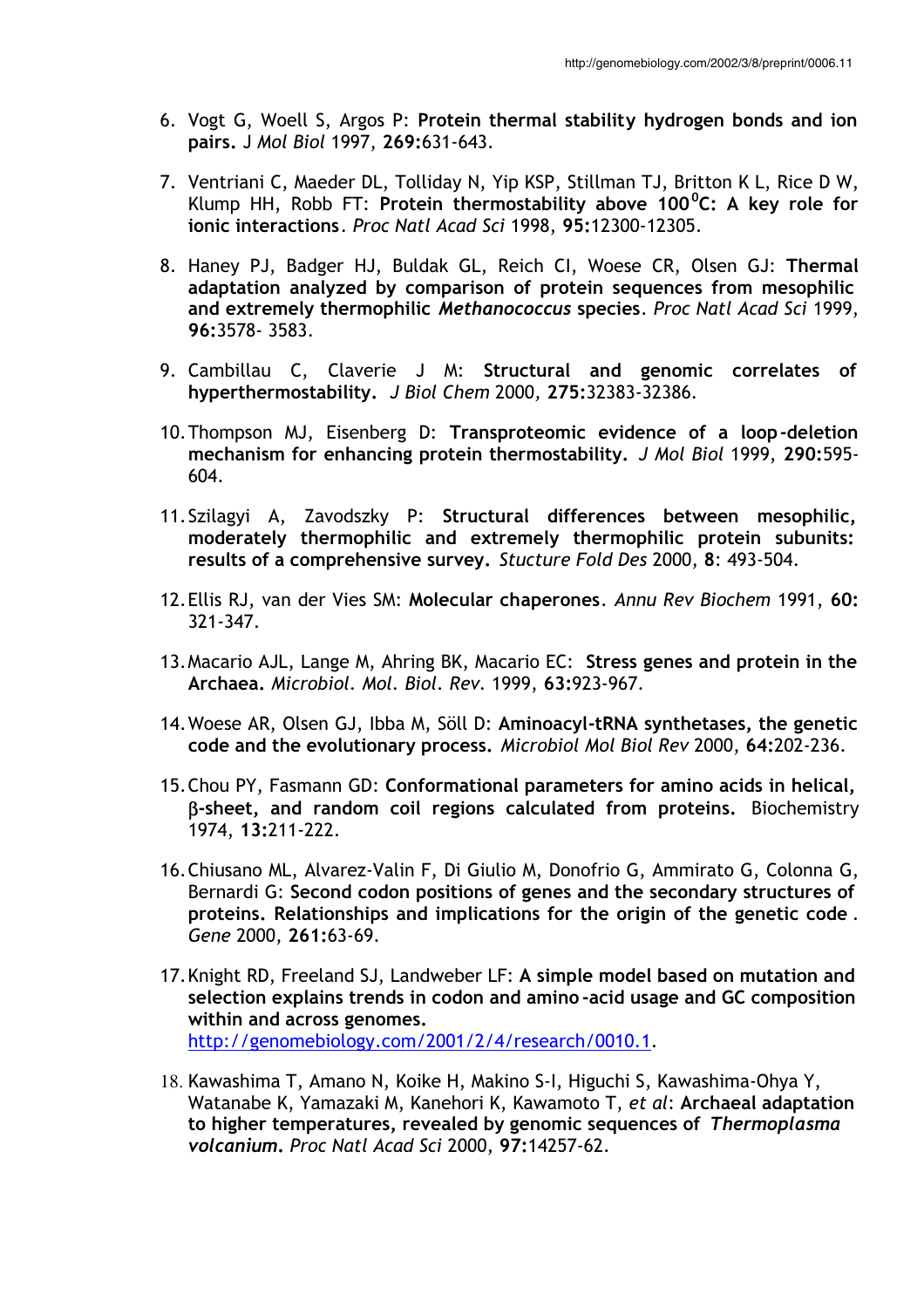6. Vogt G, Woell S, Argos P: **Protein thermal stability hydrogen bonds and ion pairs.** J *Mol Biol* 1997, **269:**631-643.

7. Ventriani C, Maeder DL, Tolliday N, Yip KSP, Stillman TJ, Britton K L, Rice D W, Klump HH, Robb FT: **Protein thermostability above 100$^{0}$C: A key role for ionic interactions**. *Proc Natl Acad Sci* 1998, **95:**12300-12305.

8. Haney PJ, Badger HJ, Buldak GL, Reich CI, Woese CR, Olsen GJ: **Thermal adaptation analyzed by comparison of protein sequences from mesophilic and extremely thermophilic *Methanococcus* species**. *Proc Natl Acad Sci* 1999, **96:**3578- 3583.

9. Cambillau C, Claverie J M: **Structural and genomic correlates of hyperthermostability.** *J Biol Chem* 2000, **275:**32383-32386.

10. Thompson MJ, Eisenberg D: **Transproteomic evidence of a loop-deletion mechanism for enhancing protein thermostability.** *J Mol Biol* 1999, **290:**595-604.

11. Szilagyi A, Zavodszky P: **Structural differences between mesophilic, moderately thermophilic and extremely thermophilic protein subunits: results of a comprehensive survey.** *Stucture Fold Des* 2000, **8**: 493-504.

12. Ellis RJ, van der Vies SM: **Molecular chaperones**. *Annu Rev Biochem* 1991, **60:** 321-347.

13. Macario AJL, Lange M, Ahring BK, Macario EC: **Stress genes and protein in the Archaea.** *Microbiol. Mol. Biol. Rev*. 1999, **63:**923-967.

14. Woese AR, Olsen GJ, Ibba M, Söll D: **Aminoacyl-tRNA synthetases, the genetic code and the evolutionary process.** *Microbiol Mol Biol Rev* 2000, **64:**202-236.

15. Chou PY, Fasmann GD: **Conformational parameters for amino acids in helical, β-sheet, and random coil regions calculated from proteins.** Biochemistry 1974, **13:**211-222.

16. Chiusano ML, Alvarez-Valin F, Di Giulio M, Donofrio G, Ammirato G, Colonna G, Bernardi G: **Second codon positions of genes and the secondary structures of proteins. Relationships and implications for the origin of the genetic code** . *Gene* 2000, **261:**63-69.

17. Knight RD, Freeland SJ, Landweber LF: **A simple model based on mutation and selection explains trends in codon and amino-acid usage and GC composition within and across genomes.** http://genomebiology.com/2001/2/4/research/0010.1.

18. Kawashima T, Amano N, Koike H, Makino S-I, Higuchi S, Kawashima-Ohya Y, Watanabe K, Yamazaki M, Kanehori K, Kawamoto T, *et al*: **Archaeal adaptation to higher temperatures, revealed by genomic sequences of *Thermoplasma volcanium*.** *Proc Natl Acad Sci* 2000, **97:**14257-62.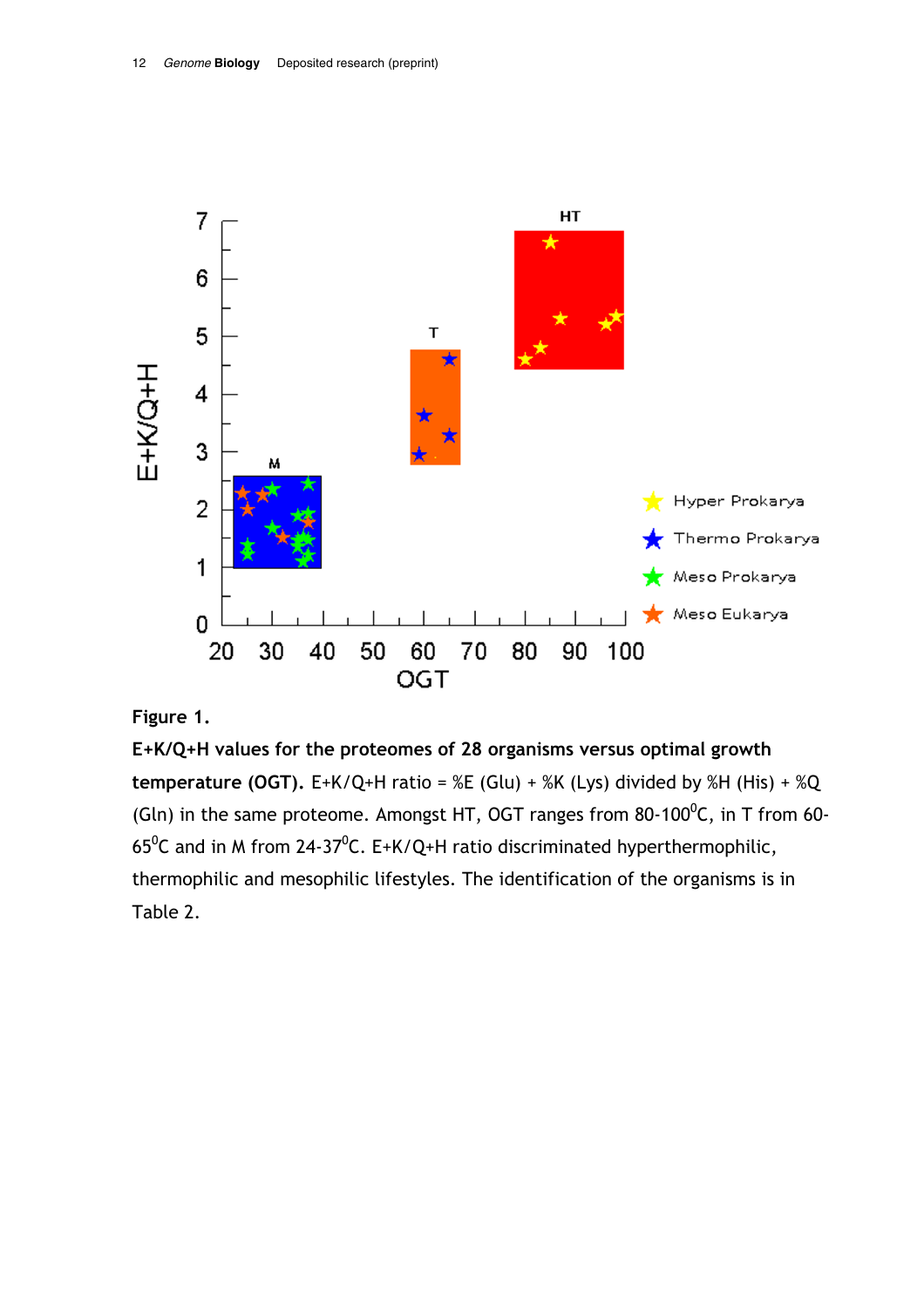**Figure 1.**

**E+K/Q+H values for the proteomes of 28 organisms versus optimal growth temperature (OGT).** E+K/Q+H ratio = %E (Glu) + %K (Lys) divided by %H (His) + %Q (Gln) in the same proteome. Amongst HT, OGT ranges from 80-100$^0$C, in T from 60-65$^0$C and in M from 24-37$^0$C. E+K/Q+H ratio discriminated hyperthermophilic, thermophilic and mesophilic lifestyles. The identification of the organisms is in Table 2.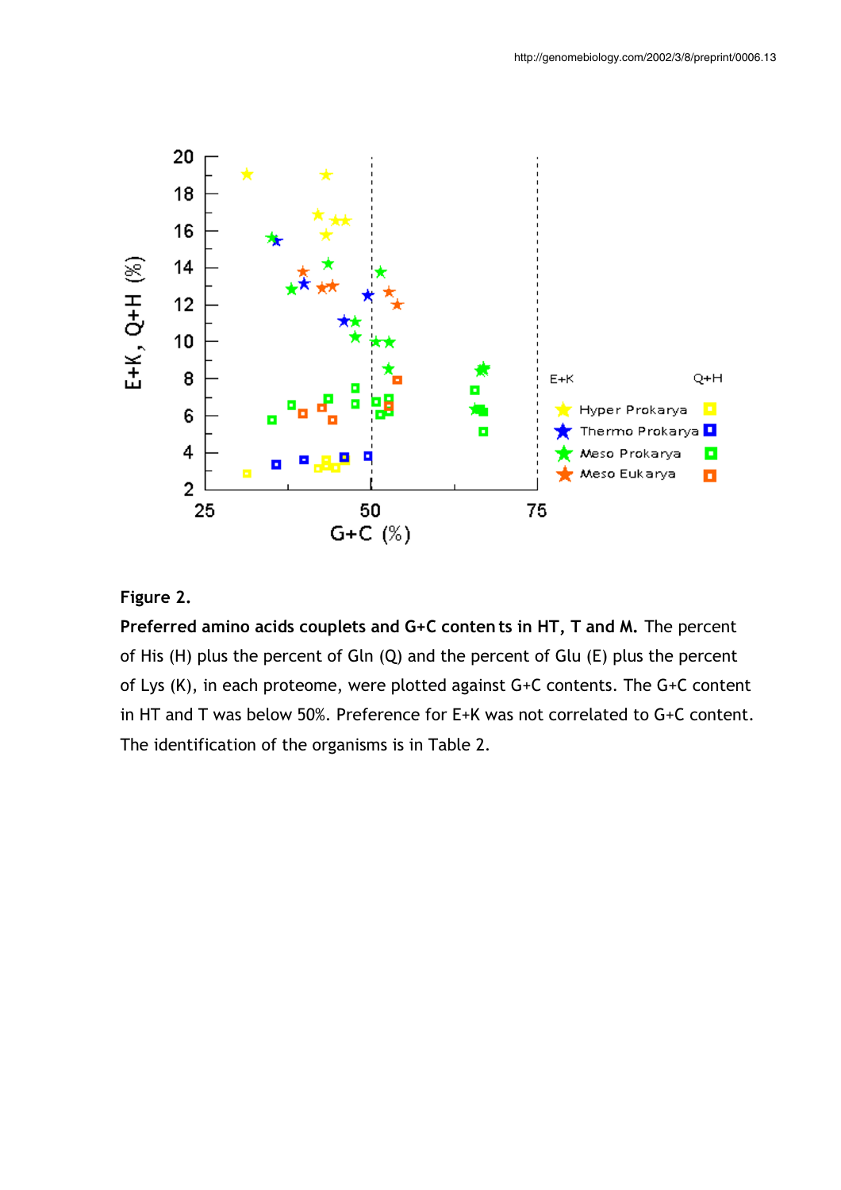**Figure 2.**

**Preferred amino acids couplets and G+C contents in HT, T and M.** The percent of His (H) plus the percent of Gln (Q) and the percent of Glu (E) plus the percent of Lys (K), in each proteome, were plotted against G+C contents. The G+C content in HT and T was below 50%. Preference for E+K was not correlated to G+C content. The identification of the organisms is in Table 2.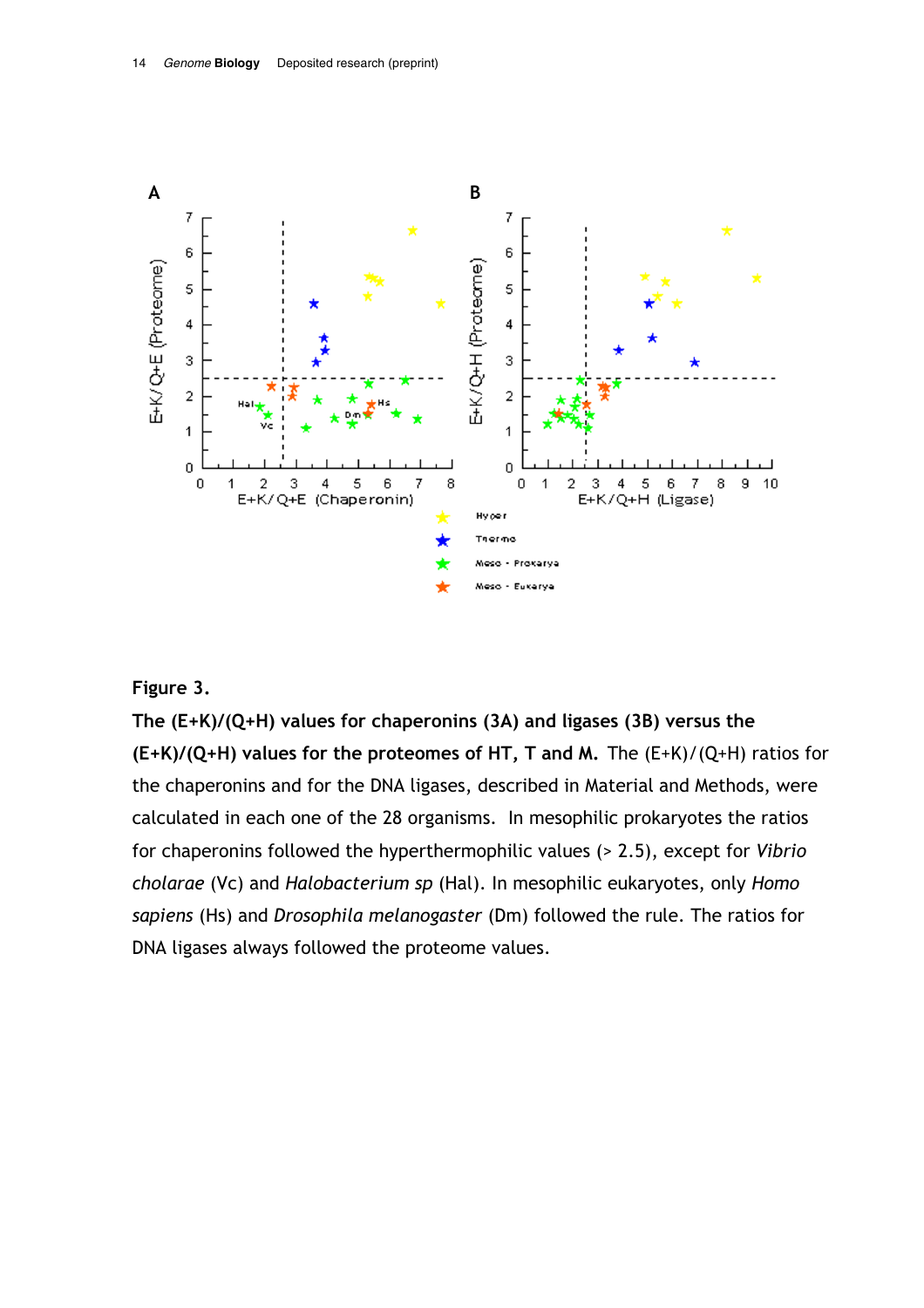**Figure 3.**

**The (E+K)/(Q+H) values for chaperonins (3A) and ligases (3B) versus the (E+K)/(Q+H) values for the proteomes of HT, T and M.** The (E+K)/(Q+H) ratios for the chaperonins and for the DNA ligases, described in Material and Methods, were calculated in each one of the 28 organisms. In mesophilic prokaryotes the ratios for chaperonins followed the hyperthermophilic values (> 2.5), except for *Vibrio cholarae* (Vc) and *Halobacterium sp* (Hal). In mesophilic eukaryotes, only *Homo sapiens* (Hs) and *Drosophila melanogaster* (Dm) followed the rule. The ratios for DNA ligases always followed the proteome values.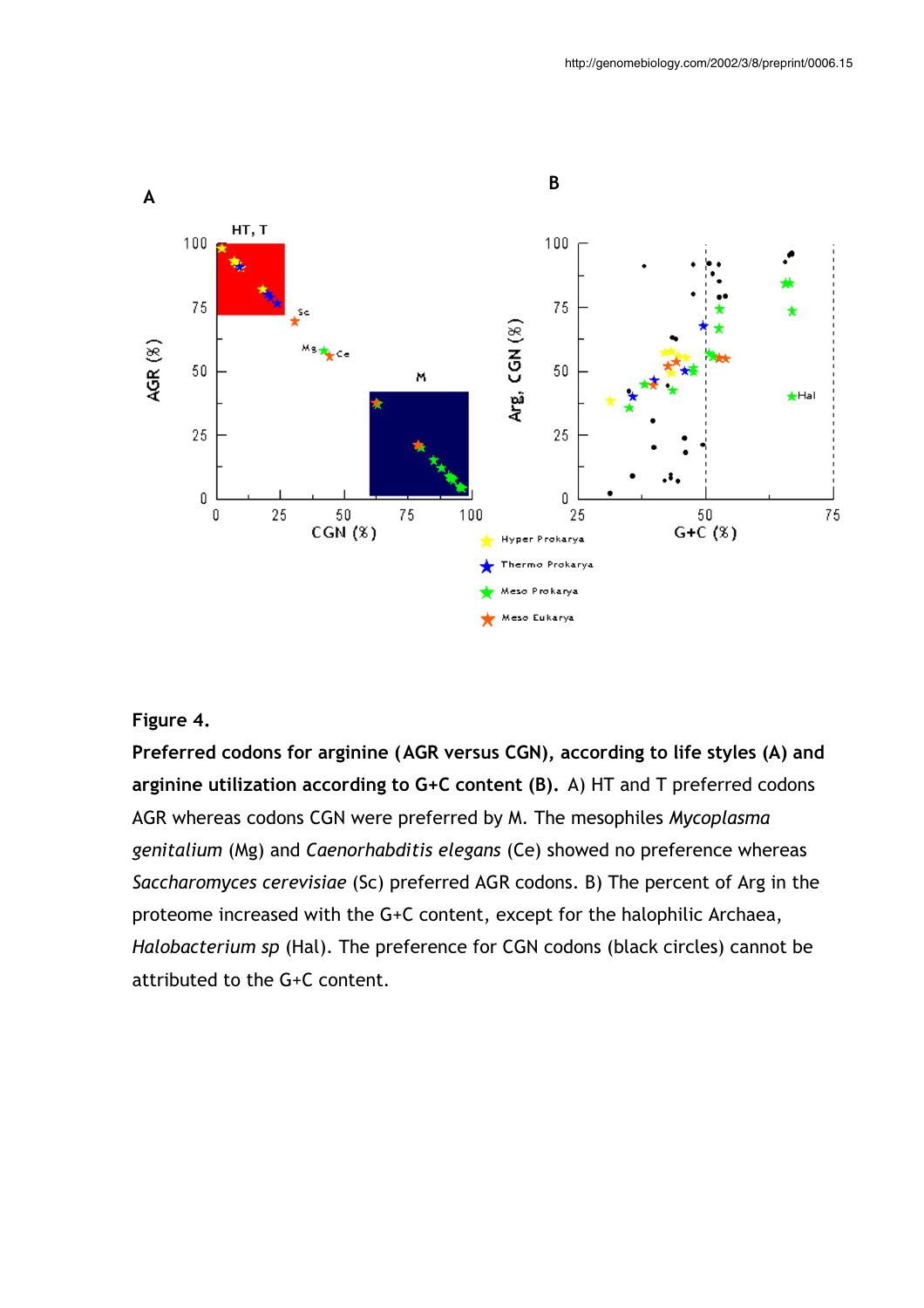**Figure 4.**

**Preferred codons for arginine (AGR versus CGN), according to life styles (A) and arginine utilization according to G+C content (B).** A) HT and T preferred codons AGR whereas codons CGN were preferred by M. The mesophiles *Mycoplasma genitalium* (Mg) and *Caenorhabditis elegans* (Ce) showed no preference whereas *Saccharomyces cerevisiae* (Sc) preferred AGR codons. B) The percent of Arg in the proteome increased with the G+C content, except for the halophilic Archaea, *Halobacterium sp* (Hal). The preference for CGN codons (black circles) cannot be attributed to the G+C content.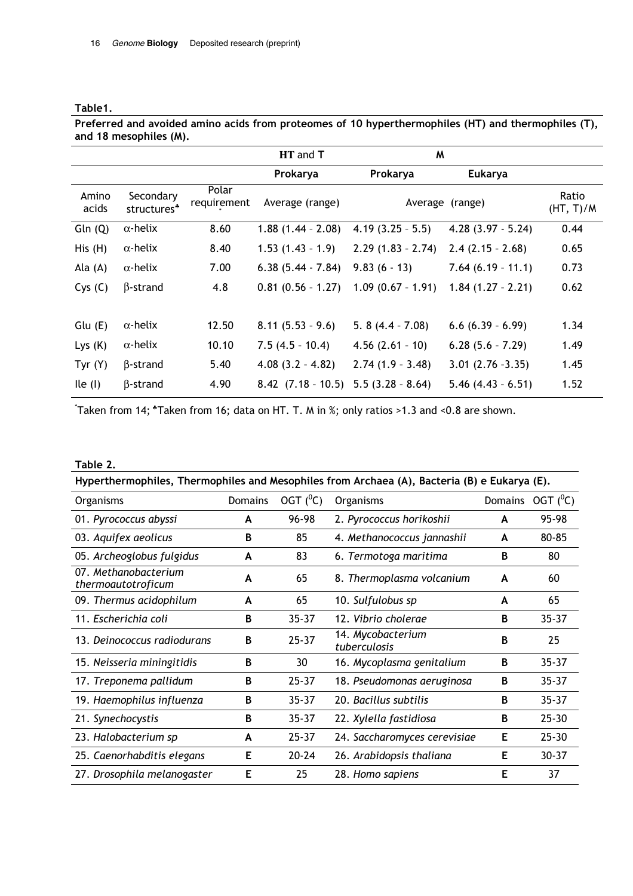**Table1.**

**Preferred and avoided amino acids from proteomes of 10 hyperthermophiles (HT) and thermophiles (T), and 18 mesophiles (M).**

| | | | HT and T | M | | |
|---|---|---|---|---|---|---|
| | | | Prokarya | Prokarya | Eukarya | |
| Amino acids | Secondary structures[♣] | Polar requirement[*] | Average (range) | Average (range) | | Ratio (HT, T)/M |
| Gln (Q) | α-helix | 8.60 | 1.88 (1.44 – 2.08) | 4.19 (3.25 – 5.5) | 4.28 (3.97 - 5.24) | 0.44 |
| His (H) | α-helix | 8.40 | 1.53 (1.43 – 1.9) | 2.29 (1.83 – 2.74) | 2.4 (2.15 – 2.68) | 0.65 |
| Ala (A) | α-helix | 7.00 | 6.38 (5.44 - 7.84) | 9.83 (6 - 13) | 7.64 (6.19 – 11.1) | 0.73 |
| Cys (C) | β-strand | 4.8 | 0.81 (0.56 – 1.27) | 1.09 (0.67 – 1.91) | 1.84 (1.27 – 2.21) | 0.62 |
| | | | | | | |
| Glu (E) | α-helix | 12.50 | 8.11 (5.53 – 9.6) | 5. 8 (4.4 – 7.08) | 6.6 (6.39 – 6.99) | 1.34 |
| Lys (K) | α-helix | 10.10 | 7.5 (4.5 – 10.4) | 4.56 (2.61 – 10) | 6.28 (5.6 – 7.29) | 1.49 |
| Tyr (Y) | β-strand | 5.40 | 4.08 (3.2 – 4.82) | 2.74 (1.9 – 3.48) | 3.01 (2.76 –3.35) | 1.45 |
| Ile (I) | β-strand | 4.90 | 8.42 (7.18 – 10.5) | 5.5 (3.28 – 8.64) | 5.46 (4.43 – 6.51) | 1.52 |

[*]Taken from 14; [♣]Taken from 16; data on HT. T. M in %; only ratios >1.3 and <0.8 are shown.

**Table 2.**

**Hyperthermophiles, Thermophiles and Mesophiles from Archaea (A), Bacteria (B) e Eukarya (E).**

| Organisms | Domains | OGT ($^0$C) | Organisms | Domains | OGT ($^0$C) |
|---|---|---|---|---|---|
| 01. *Pyrococcus abyssi* | A | 96-98 | 2. *Pyrococcus horikoshii* | A | 95-98 |
| 03. *Aquifex aeolicus* | B | 85 | 4. *Methanococcus jannashii* | A | 80-85 |
| 05. *Archeoglobus fulgidus* | A | 83 | 6. *Termotoga maritima* | B | 80 |
| 07. *Methanobacterium thermoautotroficum* | A | 65 | 8. *Thermoplasma volcanium* | A | 60 |
| 09. *Thermus acidophilum* | A | 65 | 10. *Sulfulobus sp* | A | 65 |
| 11. *Escherichia coli* | B | 35-37 | 12. *Vibrio cholerae* | B | 35-37 |
| 13. *Deinococcus radiodurans* | B | 25-37 | 14. *Mycobacterium tuberculosis* | B | 25 |
| 15. *Neisseria miningitidis* | B | 30 | 16. *Mycoplasma genitalium* | B | 35-37 |
| 17. *Treponema pallidum* | B | 25-37 | 18. *Pseudomonas aeruginosa* | B | 35-37 |
| 19. *Haemophilus influenza* | B | 35-37 | 20. *Bacillus subtilis* | B | 35-37 |
| 21. *Synechocystis* | B | 35-37 | 22. *Xylella fastidiosa* | B | 25-30 |
| 23. *Halobacterium sp* | A | 25-37 | 24. *Saccharomyces cerevisiae* | E | 25-30 |
| 25. *Caenorhabditis elegans* | E | 20-24 | 26. *Arabidopsis thaliana* | E | 30-37 |
| 27. *Drosophila melanogaster* | E | 25 | 28. *Homo sapiens* | E | 37 |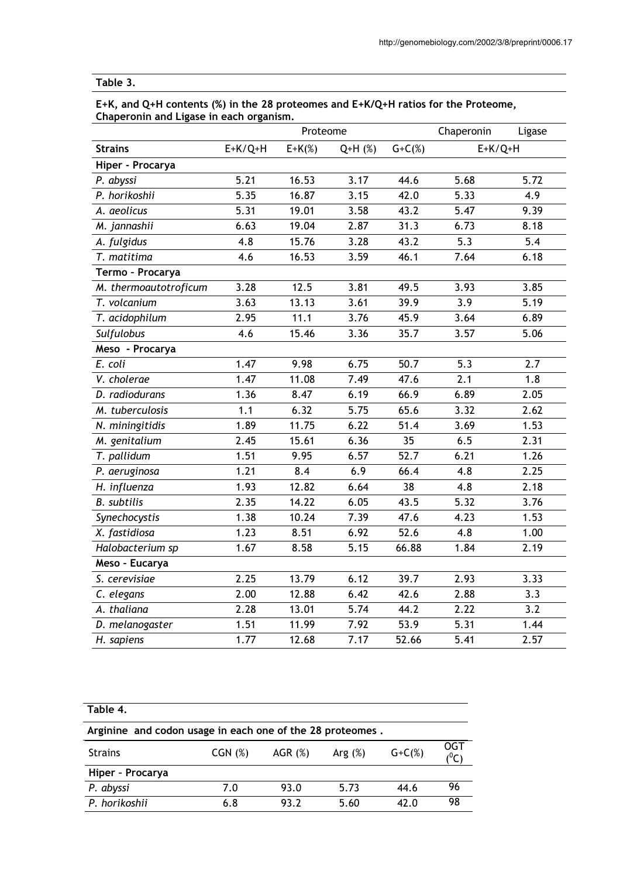**Table 3.**

**E+K, and Q+H contents (%) in the 28 proteomes and E+K/Q+H ratios for the Proteome, Chaperonin and Ligase in each organism.**

| | Proteome | | | | Chaperonin | Ligase |
|---|---|---|---|---|---|---|
| **Strains** | E+K/Q+H | E+K(%) | Q+H (%) | G+C(%) | E+K/Q+H | |
| **Hiper - Procarya** | | | | | | |
| *P. abyssi* | 5.21 | 16.53 | 3.17 | 44.6 | 5.68 | 5.72 |
| *P. horikoshii* | 5.35 | 16.87 | 3.15 | 42.0 | 5.33 | 4.9 |
| *A. aeolicus* | 5.31 | 19.01 | 3.58 | 43.2 | 5.47 | 9.39 |
| *M. jannashii* | 6.63 | 19.04 | 2.87 | 31.3 | 6.73 | 8.18 |
| *A. fulgidus* | 4.8 | 15.76 | 3.28 | 43.2 | 5.3 | 5.4 |
| *T. matitima* | 4.6 | 16.53 | 3.59 | 46.1 | 7.64 | 6.18 |
| **Termo – Procarya** | | | | | | |
| *M. thermoautotroficum* | 3.28 | 12.5 | 3.81 | 49.5 | 3.93 | 3.85 |
| *T. volcanium* | 3.63 | 13.13 | 3.61 | 39.9 | 3.9 | 5.19 |
| *T. acidophilum* | 2.95 | 11.1 | 3.76 | 45.9 | 3.64 | 6.89 |
| *Sulfulobus* | 4.6 | 15.46 | 3.36 | 35.7 | 3.57 | 5.06 |
| **Meso - Procarya** | | | | | | |
| *E. coli* | 1.47 | 9.98 | 6.75 | 50.7 | 5.3 | 2.7 |
| *V. cholerae* | 1.47 | 11.08 | 7.49 | 47.6 | 2.1 | 1.8 |
| *D. radiodurans* | 1.36 | 8.47 | 6.19 | 66.9 | 6.89 | 2.05 |
| *M. tuberculosis* | 1.1 | 6.32 | 5.75 | 65.6 | 3.32 | 2.62 |
| *N. miningitidis* | 1.89 | 11.75 | 6.22 | 51.4 | 3.69 | 1.53 |
| *M. genitalium* | 2.45 | 15.61 | 6.36 | 35 | 6.5 | 2.31 |
| *T. pallidum* | 1.51 | 9.95 | 6.57 | 52.7 | 6.21 | 1.26 |
| *P. aeruginosa* | 1.21 | 8.4 | 6.9 | 66.4 | 4.8 | 2.25 |
| *H. influenza* | 1.93 | 12.82 | 6.64 | 38 | 4.8 | 2.18 |
| *B. subtilis* | 2.35 | 14.22 | 6.05 | 43.5 | 5.32 | 3.76 |
| *Synechocystis* | 1.38 | 10.24 | 7.39 | 47.6 | 4.23 | 1.53 |
| *X. fastidiosa* | 1.23 | 8.51 | 6.92 | 52.6 | 4.8 | 1.00 |
| *Halobacterium sp* | 1.67 | 8.58 | 5.15 | 66.88 | 1.84 | 2.19 |
| **Meso – Eucarya** | | | | | | |
| *S. cerevisiae* | 2.25 | 13.79 | 6.12 | 39.7 | 2.93 | 3.33 |
| *C. elegans* | 2.00 | 12.88 | 6.42 | 42.6 | 2.88 | 3.3 |
| *A. thaliana* | 2.28 | 13.01 | 5.74 | 44.2 | 2.22 | 3.2 |
| *D. melanogaster* | 1.51 | 11.99 | 7.92 | 53.9 | 5.31 | 1.44 |
| *H. sapiens* | 1.77 | 12.68 | 7.17 | 52.66 | 5.41 | 2.57 |

**Table 4.**

**Arginine and codon usage in each one of the 28 proteomes .**

| Strains | CGN (%) | AGR (%) | Arg (%) | G+C(%) | OGT ($^0$C) |
|---|---|---|---|---|---|
| **Hiper – Procarya** | | | | | |
| *P. abyssi* | 7.0 | 93.0 | 5.73 | 44.6 | 96 |
| *P. horikoshii* | 6.8 | 93.2 | 5.60 | 42.0 | 98 |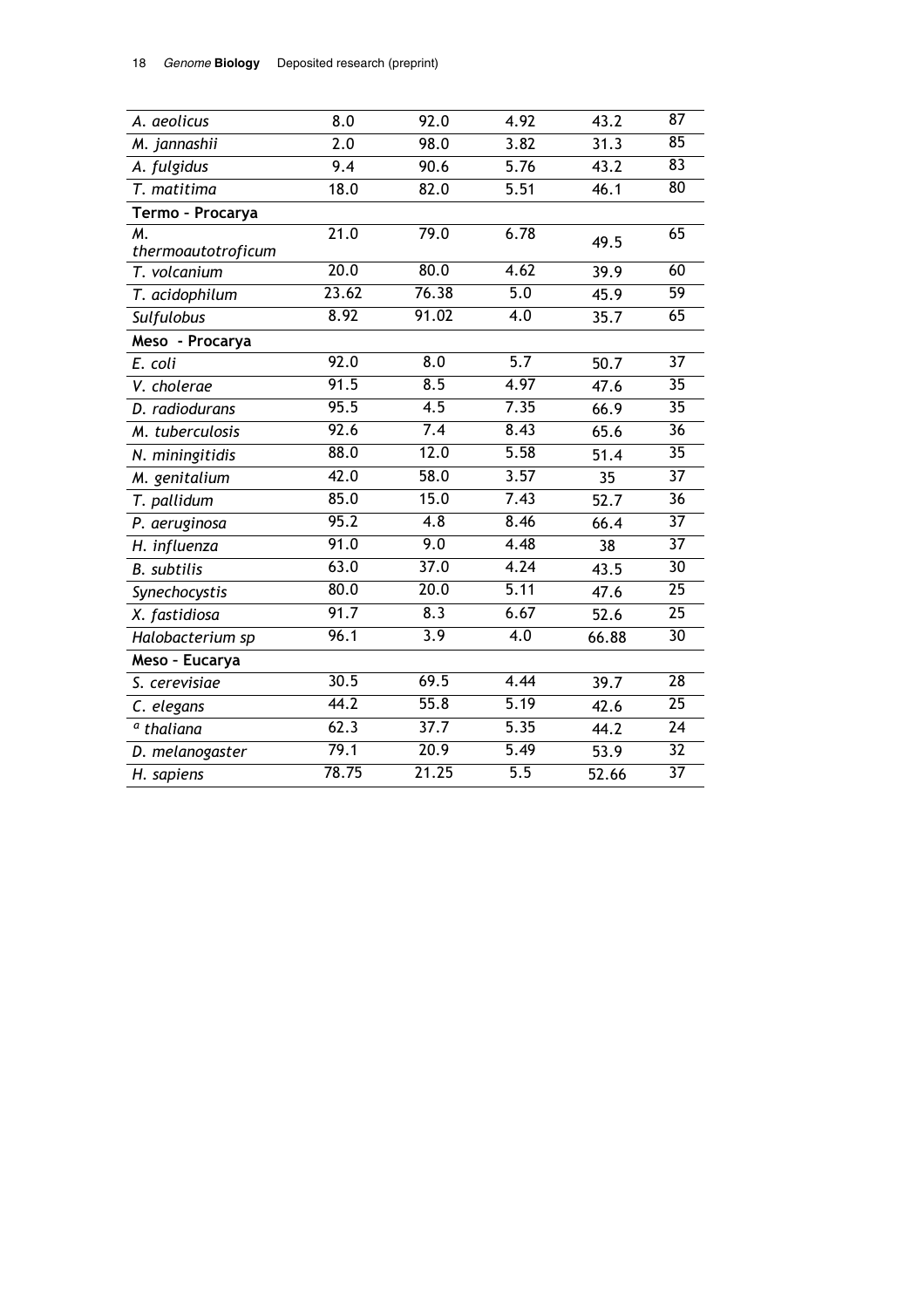| | | | | | |
|---|---|---|---|---|---|
| *A. aeolicus* | 8.0 | 92.0 | 4.92 | 43.2 | 87 |
| *M. jannashii* | 2.0 | 98.0 | 3.82 | 31.3 | 85 |
| *A. fulgidus* | 9.4 | 90.6 | 5.76 | 43.2 | 83 |
| *T. matitima* | 18.0 | 82.0 | 5.51 | 46.1 | 80 |
| **Termo - Procarya** | | | | | |
| *M. thermoautotroficum* | 21.0 | 79.0 | 6.78 | 49.5 | 65 |
| *T. volcanium* | 20.0 | 80.0 | 4.62 | 39.9 | 60 |
| *T. acidophilum* | 23.62 | 76.38 | 5.0 | 45.9 | 59 |
| *Sulfulobus* | 8.92 | 91.02 | 4.0 | 35.7 | 65 |
| **Meso - Procarya** | | | | | |
| *E. coli* | 92.0 | 8.0 | 5.7 | 50.7 | 37 |
| *V. cholerae* | 91.5 | 8.5 | 4.97 | 47.6 | 35 |
| *D. radiodurans* | 95.5 | 4.5 | 7.35 | 66.9 | 35 |
| *M. tuberculosis* | 92.6 | 7.4 | 8.43 | 65.6 | 36 |
| *N. miningitidis* | 88.0 | 12.0 | 5.58 | 51.4 | 35 |
| *M. genitalium* | 42.0 | 58.0 | 3.57 | 35 | 37 |
| *T. pallidum* | 85.0 | 15.0 | 7.43 | 52.7 | 36 |
| *P. aeruginosa* | 95.2 | 4.8 | 8.46 | 66.4 | 37 |
| *H. influenza* | 91.0 | 9.0 | 4.48 | 38 | 37 |
| *B. subtilis* | 63.0 | 37.0 | 4.24 | 43.5 | 30 |
| *Synechocystis* | 80.0 | 20.0 | 5.11 | 47.6 | 25 |
| *X. fastidiosa* | 91.7 | 8.3 | 6.67 | 52.6 | 25 |
| *Halobacterium sp* | 96.1 | 3.9 | 4.0 | 66.88 | 30 |
| **Meso - Eucarya** | | | | | |
| *S. cerevisiae* | 30.5 | 69.5 | 4.44 | 39.7 | 28 |
| *C. elegans* | 44.2 | 55.8 | 5.19 | 42.6 | 25 |
| [a] *thaliana* | 62.3 | 37.7 | 5.35 | 44.2 | 24 |
| *D. melanogaster* | 79.1 | 20.9 | 5.49 | 53.9 | 32 |
| *H. sapiens* | 78.75 | 21.25 | 5.5 | 52.66 | 37 |